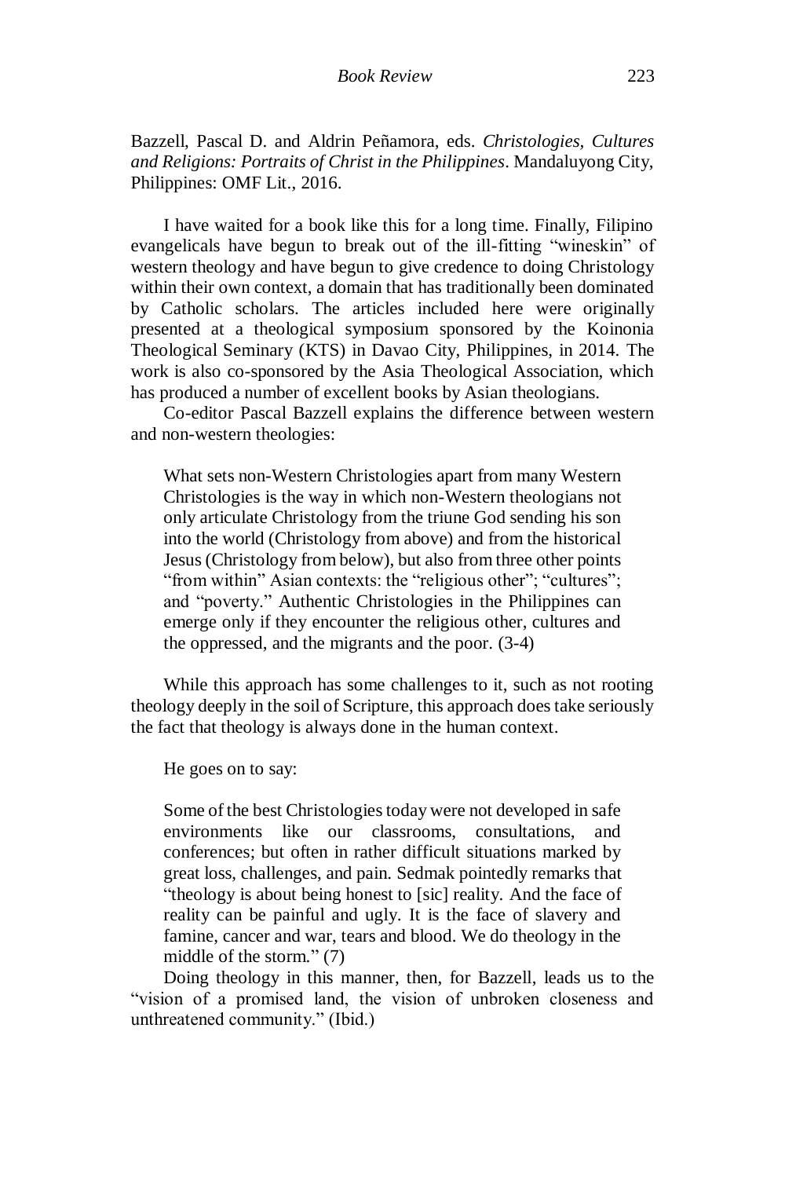Bazzell, Pascal D. and Aldrin Peñamora, eds. *Christologies, Cultures and Religions: Portraits of Christ in the Philippines*. Mandaluyong City, Philippines: OMF Lit., 2016.

I have waited for a book like this for a long time. Finally, Filipino evangelicals have begun to break out of the ill-fitting "wineskin" of western theology and have begun to give credence to doing Christology within their own context, a domain that has traditionally been dominated by Catholic scholars. The articles included here were originally presented at a theological symposium sponsored by the Koinonia Theological Seminary (KTS) in Davao City, Philippines, in 2014. The work is also co-sponsored by the Asia Theological Association, which has produced a number of excellent books by Asian theologians.

Co-editor Pascal Bazzell explains the difference between western and non-western theologies:

> What sets non-Western Christologies apart from many Western Christologies is the way in which non-Western theologians not only articulate Christology from the triune God sending his son into the world (Christology from above) and from the historical Jesus (Christology from below), but also from three other points "from within" Asian contexts: the "religious other"; "cultures"; and "poverty." Authentic Christologies in the Philippines can emerge only if they encounter the religious other, cultures and the oppressed, and the migrants and the poor. (3-4)

While this approach has some challenges to it, such as not rooting theology deeply in the soil of Scripture, this approach does take seriously the fact that theology is always done in the human context.

He goes on to say:

> Some of the best Christologies today were not developed in safe environments like our classrooms, consultations, and conferences; but often in rather difficult situations marked by great loss, challenges, and pain. Sedmak pointedly remarks that "theology is about being honest to [sic] reality. And the face of reality can be painful and ugly. It is the face of slavery and famine, cancer and war, tears and blood. We do theology in the middle of the storm." (7)

Doing theology in this manner, then, for Bazzell, leads us to the "vision of a promised land, the vision of unbroken closeness and unthreatened community." (Ibid.)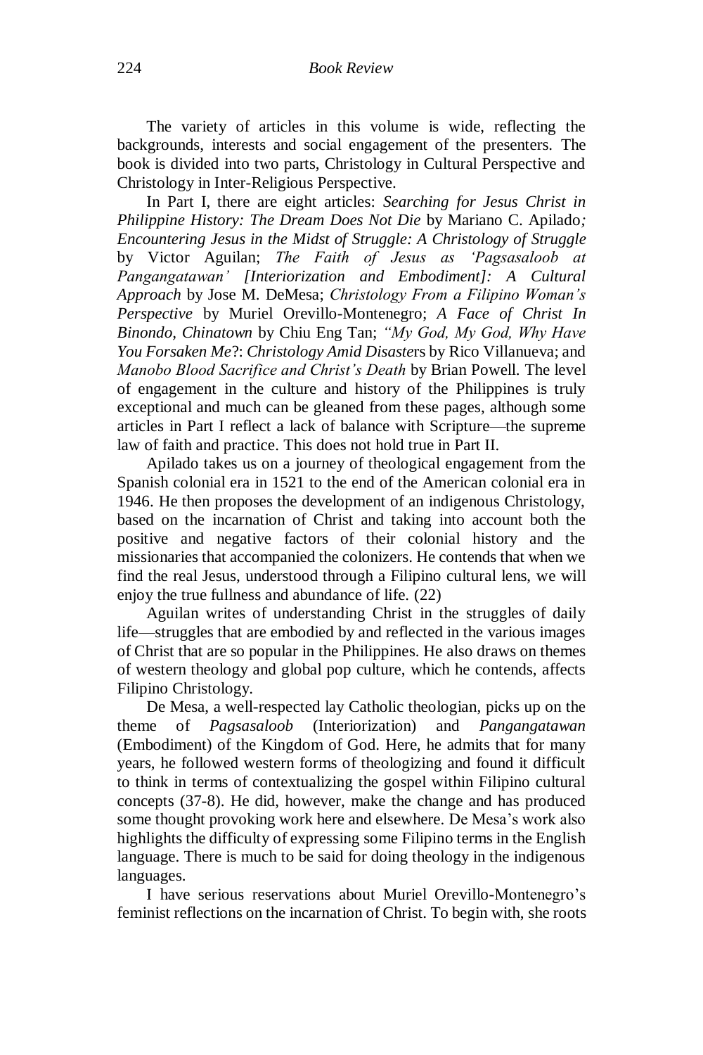The variety of articles in this volume is wide, reflecting the backgrounds, interests and social engagement of the presenters. The book is divided into two parts, Christology in Cultural Perspective and Christology in Inter-Religious Perspective.

In Part I, there are eight articles: *Searching for Jesus Christ in Philippine History: The Dream Does Not Die* by Mariano C. Apilado; *Encountering Jesus in the Midst of Struggle: A Christology of Struggle* by Victor Aguilan; *The Faith of Jesus as 'Pagsasaloob at Pangangatawan' [Interiorization and Embodiment]: A Cultural Approach* by Jose M. DeMesa; *Christology From a Filipino Woman's Perspective* by Muriel Orevillo-Montenegro; *A Face of Christ In Binondo, Chinatown* by Chiu Eng Tan; *"My God, My God, Why Have You Forsaken Me*?: *Christology Amid Disasters* by Rico Villanueva; and *Manobo Blood Sacrifice and Christ's Death* by Brian Powell. The level of engagement in the culture and history of the Philippines is truly exceptional and much can be gleaned from these pages, although some articles in Part I reflect a lack of balance with Scripture—the supreme law of faith and practice. This does not hold true in Part II.

Apilado takes us on a journey of theological engagement from the Spanish colonial era in 1521 to the end of the American colonial era in 1946. He then proposes the development of an indigenous Christology, based on the incarnation of Christ and taking into account both the positive and negative factors of their colonial history and the missionaries that accompanied the colonizers. He contends that when we find the real Jesus, understood through a Filipino cultural lens, we will enjoy the true fullness and abundance of life. (22)

Aguilan writes of understanding Christ in the struggles of daily life—struggles that are embodied by and reflected in the various images of Christ that are so popular in the Philippines. He also draws on themes of western theology and global pop culture, which he contends, affects Filipino Christology.

De Mesa, a well-respected lay Catholic theologian, picks up on the theme of *Pagsasaloob* (Interiorization) and *Pangangatawan* (Embodiment) of the Kingdom of God. Here, he admits that for many years, he followed western forms of theologizing and found it difficult to think in terms of contextualizing the gospel within Filipino cultural concepts (37-8). He did, however, make the change and has produced some thought provoking work here and elsewhere. De Mesa's work also highlights the difficulty of expressing some Filipino terms in the English language. There is much to be said for doing theology in the indigenous languages.

I have serious reservations about Muriel Orevillo-Montenegro's feminist reflections on the incarnation of Christ. To begin with, she roots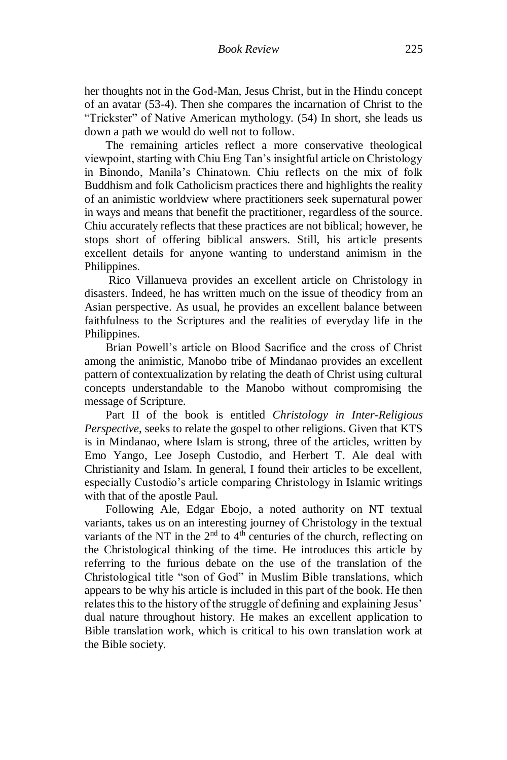her thoughts not in the God-Man, Jesus Christ, but in the Hindu concept of an avatar (53-4). Then she compares the incarnation of Christ to the "Trickster" of Native American mythology. (54) In short, she leads us down a path we would do well not to follow.

The remaining articles reflect a more conservative theological viewpoint, starting with Chiu Eng Tan's insightful article on Christology in Binondo, Manila's Chinatown. Chiu reflects on the mix of folk Buddhism and folk Catholicism practices there and highlights the reality of an animistic worldview where practitioners seek supernatural power in ways and means that benefit the practitioner, regardless of the source. Chiu accurately reflects that these practices are not biblical; however, he stops short of offering biblical answers. Still, his article presents excellent details for anyone wanting to understand animism in the Philippines.

Rico Villanueva provides an excellent article on Christology in disasters. Indeed, he has written much on the issue of theodicy from an Asian perspective. As usual, he provides an excellent balance between faithfulness to the Scriptures and the realities of everyday life in the Philippines.

Brian Powell's article on Blood Sacrifice and the cross of Christ among the animistic, Manobo tribe of Mindanao provides an excellent pattern of contextualization by relating the death of Christ using cultural concepts understandable to the Manobo without compromising the message of Scripture.

Part II of the book is entitled *Christology in Inter-Religious Perspective*, seeks to relate the gospel to other religions. Given that KTS is in Mindanao, where Islam is strong, three of the articles, written by Emo Yango, Lee Joseph Custodio, and Herbert T. Ale deal with Christianity and Islam. In general, I found their articles to be excellent, especially Custodio's article comparing Christology in Islamic writings with that of the apostle Paul.

Following Ale, Edgar Ebojo, a noted authority on NT textual variants, takes us on an interesting journey of Christology in the textual variants of the NT in the 2nd to 4th centuries of the church, reflecting on the Christological thinking of the time. He introduces this article by referring to the furious debate on the use of the translation of the Christological title "son of God" in Muslim Bible translations, which appears to be why his article is included in this part of the book. He then relates this to the history of the struggle of defining and explaining Jesus' dual nature throughout history. He makes an excellent application to Bible translation work, which is critical to his own translation work at the Bible society.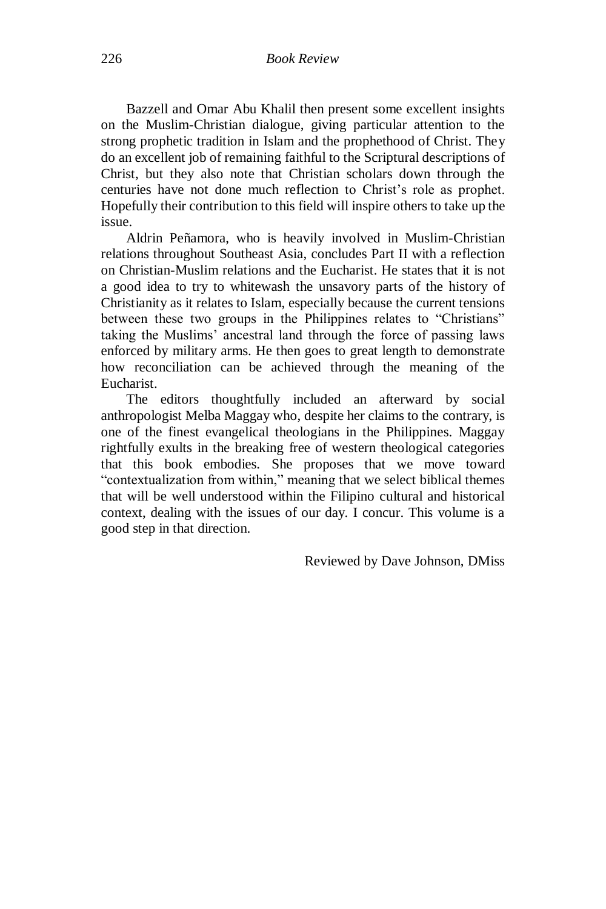Bazzell and Omar Abu Khalil then present some excellent insights on the Muslim-Christian dialogue, giving particular attention to the strong prophetic tradition in Islam and the prophethood of Christ. They do an excellent job of remaining faithful to the Scriptural descriptions of Christ, but they also note that Christian scholars down through the centuries have not done much reflection to Christ's role as prophet. Hopefully their contribution to this field will inspire others to take up the issue.

Aldrin Peñamora, who is heavily involved in Muslim-Christian relations throughout Southeast Asia, concludes Part II with a reflection on Christian-Muslim relations and the Eucharist. He states that it is not a good idea to try to whitewash the unsavory parts of the history of Christianity as it relates to Islam, especially because the current tensions between these two groups in the Philippines relates to "Christians" taking the Muslims' ancestral land through the force of passing laws enforced by military arms. He then goes to great length to demonstrate how reconciliation can be achieved through the meaning of the Eucharist.

The editors thoughtfully included an afterward by social anthropologist Melba Maggay who, despite her claims to the contrary, is one of the finest evangelical theologians in the Philippines. Maggay rightfully exults in the breaking free of western theological categories that this book embodies. She proposes that we move toward "contextualization from within," meaning that we select biblical themes that will be well understood within the Filipino cultural and historical context, dealing with the issues of our day. I concur. This volume is a good step in that direction.

Reviewed by Dave Johnson, DMiss